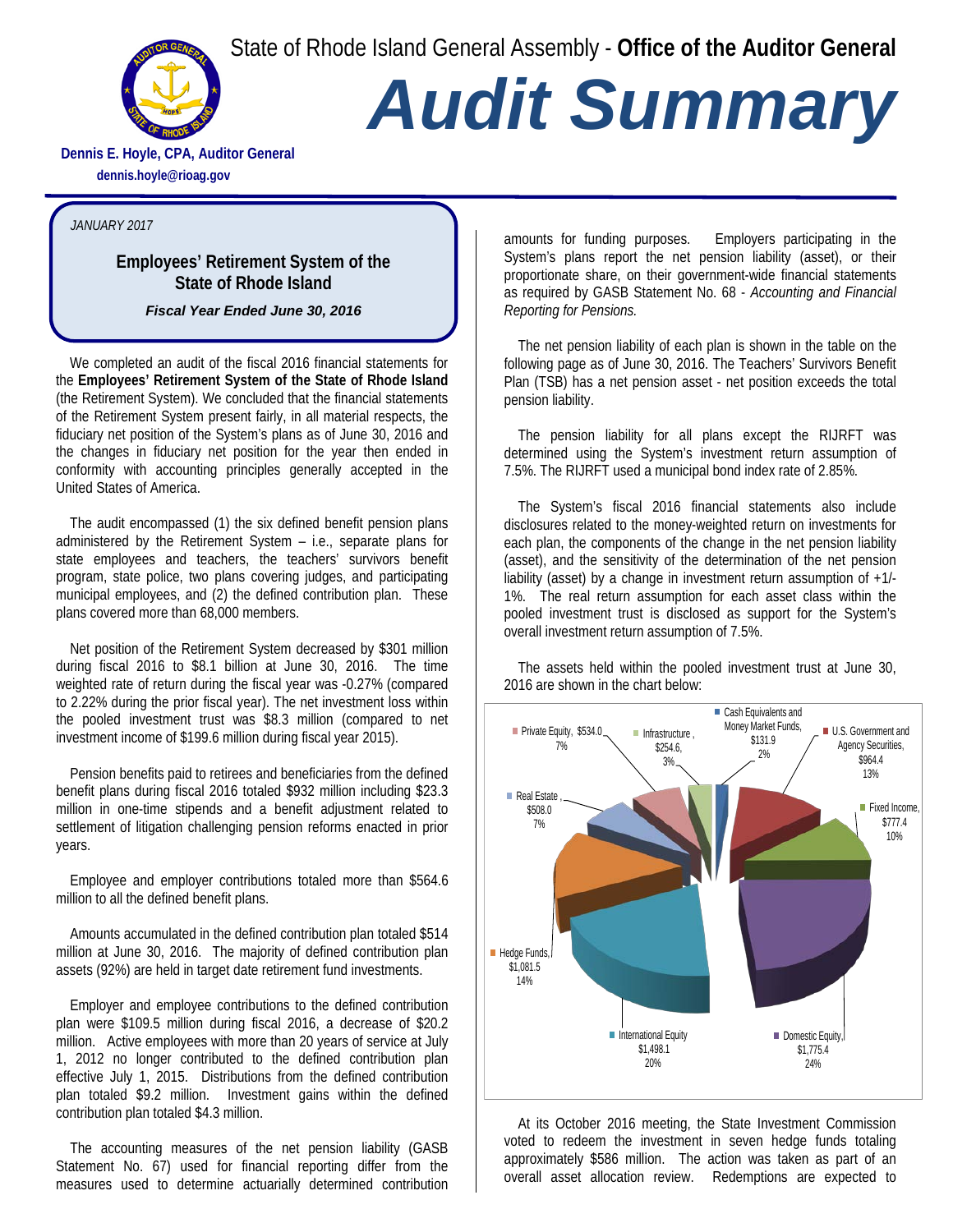State of Rhode Island General Assembly - **Office of the Auditor General**

# *Audit Summary*

**Dennis E. Hoyle, CPA, Auditor General**
**dennis.hoyle@rioag.gov**

*JANUARY 2017*

## Employees' Retirement System of the State of Rhode Island

***Fiscal Year Ended June 30, 2016***

We completed an audit of the fiscal 2016 financial statements for the **Employees' Retirement System of the State of Rhode Island** (the Retirement System). We concluded that the financial statements of the Retirement System present fairly, in all material respects, the fiduciary net position of the System's plans as of June 30, 2016 and the changes in fiduciary net position for the year then ended in conformity with accounting principles generally accepted in the United States of America.

The audit encompassed (1) the six defined benefit pension plans administered by the Retirement System – i.e., separate plans for state employees and teachers, the teachers' survivors benefit program, state police, two plans covering judges, and participating municipal employees, and (2) the defined contribution plan. These plans covered more than 68,000 members.

Net position of the Retirement System decreased by $301 million during fiscal 2016 to $8.1 billion at June 30, 2016. The time weighted rate of return during the fiscal year was -0.27% (compared to 2.22% during the prior fiscal year). The net investment loss within the pooled investment trust was $8.3 million (compared to net investment income of $199.6 million during fiscal year 2015).

Pension benefits paid to retirees and beneficiaries from the defined benefit plans during fiscal 2016 totaled $932 million including $23.3 million in one-time stipends and a benefit adjustment related to settlement of litigation challenging pension reforms enacted in prior years.

Employee and employer contributions totaled more than $564.6 million to all the defined benefit plans.

Amounts accumulated in the defined contribution plan totaled $514 million at June 30, 2016. The majority of defined contribution plan assets (92%) are held in target date retirement fund investments.

Employer and employee contributions to the defined contribution plan were $109.5 million during fiscal 2016, a decrease of $20.2 million. Active employees with more than 20 years of service at July 1, 2012 no longer contributed to the defined contribution plan effective July 1, 2015. Distributions from the defined contribution plan totaled $9.2 million. Investment gains within the defined contribution plan totaled $4.3 million.

The accounting measures of the net pension liability (GASB Statement No. 67) used for financial reporting differ from the measures used to determine actuarially determined contribution amounts for funding purposes. Employers participating in the System's plans report the net pension liability (asset), or their proportionate share, on their government-wide financial statements as required by GASB Statement No. 68 - *Accounting and Financial Reporting for Pensions.*

The net pension liability of each plan is shown in the table on the following page as of June 30, 2016. The Teachers' Survivors Benefit Plan (TSB) has a net pension asset - net position exceeds the total pension liability.

The pension liability for all plans except the RIJRFT was determined using the System's investment return assumption of 7.5%. The RIJRFT used a municipal bond index rate of 2.85%.

The System's fiscal 2016 financial statements also include disclosures related to the money-weighted return on investments for each plan, the components of the change in the net pension liability (asset), and the sensitivity of the determination of the net pension liability (asset) by a change in investment return assumption of +1/-1%. The real return assumption for each asset class within the pooled investment trust is disclosed as support for the System's overall investment return assumption of 7.5%.

The assets held within the pooled investment trust at June 30, 2016 are shown in the chart below:

| Asset Class | Amount (millions) | Percent |
|---|---|---|
| Cash Equivalents and Money Market Funds | $131.9 | 2% |
| U.S. Government and Agency Securities | $964.4 | 13% |
| Fixed Income | $777.4 | 10% |
| Domestic Equity | $1,775.4 | 24% |
| International Equity | $1,498.1 | 20% |
| Hedge Funds | $1,081.5 | 14% |
| Real Estate | $508.0 | 7% |
| Private Equity | $534.0 | 7% |
| Infrastructure | $254.6 | 3% |

At its October 2016 meeting, the State Investment Commission voted to redeem the investment in seven hedge funds totaling approximately $586 million. The action was taken as part of an overall asset allocation review. Redemptions are expected to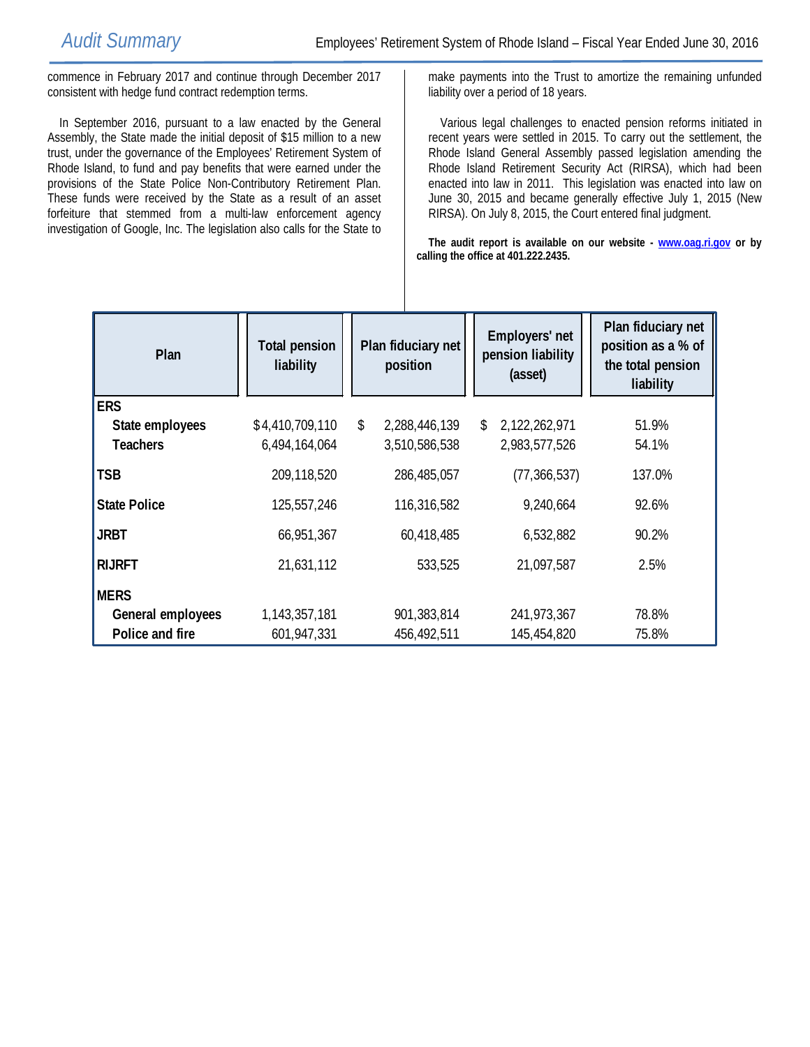commence in February 2017 and continue through December 2017 consistent with hedge fund contract redemption terms.

In September 2016, pursuant to a law enacted by the General Assembly, the State made the initial deposit of $15 million to a new trust, under the governance of the Employees' Retirement System of Rhode Island, to fund and pay benefits that were earned under the provisions of the State Police Non-Contributory Retirement Plan. These funds were received by the State as a result of an asset forfeiture that stemmed from a multi-law enforcement agency investigation of Google, Inc. The legislation also calls for the State to make payments into the Trust to amortize the remaining unfunded liability over a period of 18 years.

Various legal challenges to enacted pension reforms initiated in recent years were settled in 2015. To carry out the settlement, the Rhode Island General Assembly passed legislation amending the Rhode Island Retirement Security Act (RIRSA), which had been enacted into law in 2011. This legislation was enacted into law on June 30, 2015 and became generally effective July 1, 2015 (New RIRSA). On July 8, 2015, the Court entered final judgment.

**The audit report is available on our website - www.oag.ri.gov or by calling the office at 401.222.2435.**

| Plan | Total pension liability | Plan fiduciary net position | Employers' net pension liability (asset) | Plan fiduciary net position as a % of the total pension liability |
|---|---|---|---|---|
| **ERS** | | | | |
| **State employees** | $4,410,709,110 | $ 2,288,446,139 | $ 2,122,262,971 | 51.9% |
| **Teachers** | 6,494,164,064 | 3,510,586,538 | 2,983,577,526 | 54.1% |
| **TSB** | 209,118,520 | 286,485,057 | (77,366,537) | 137.0% |
| **State Police** | 125,557,246 | 116,316,582 | 9,240,664 | 92.6% |
| **JRBT** | 66,951,367 | 60,418,485 | 6,532,882 | 90.2% |
| **RIJRFT** | 21,631,112 | 533,525 | 21,097,587 | 2.5% |
| **MERS** | | | | |
| **General employees** | 1,143,357,181 | 901,383,814 | 241,973,367 | 78.8% |
| **Police and fire** | 601,947,331 | 456,492,511 | 145,454,820 | 75.8% |